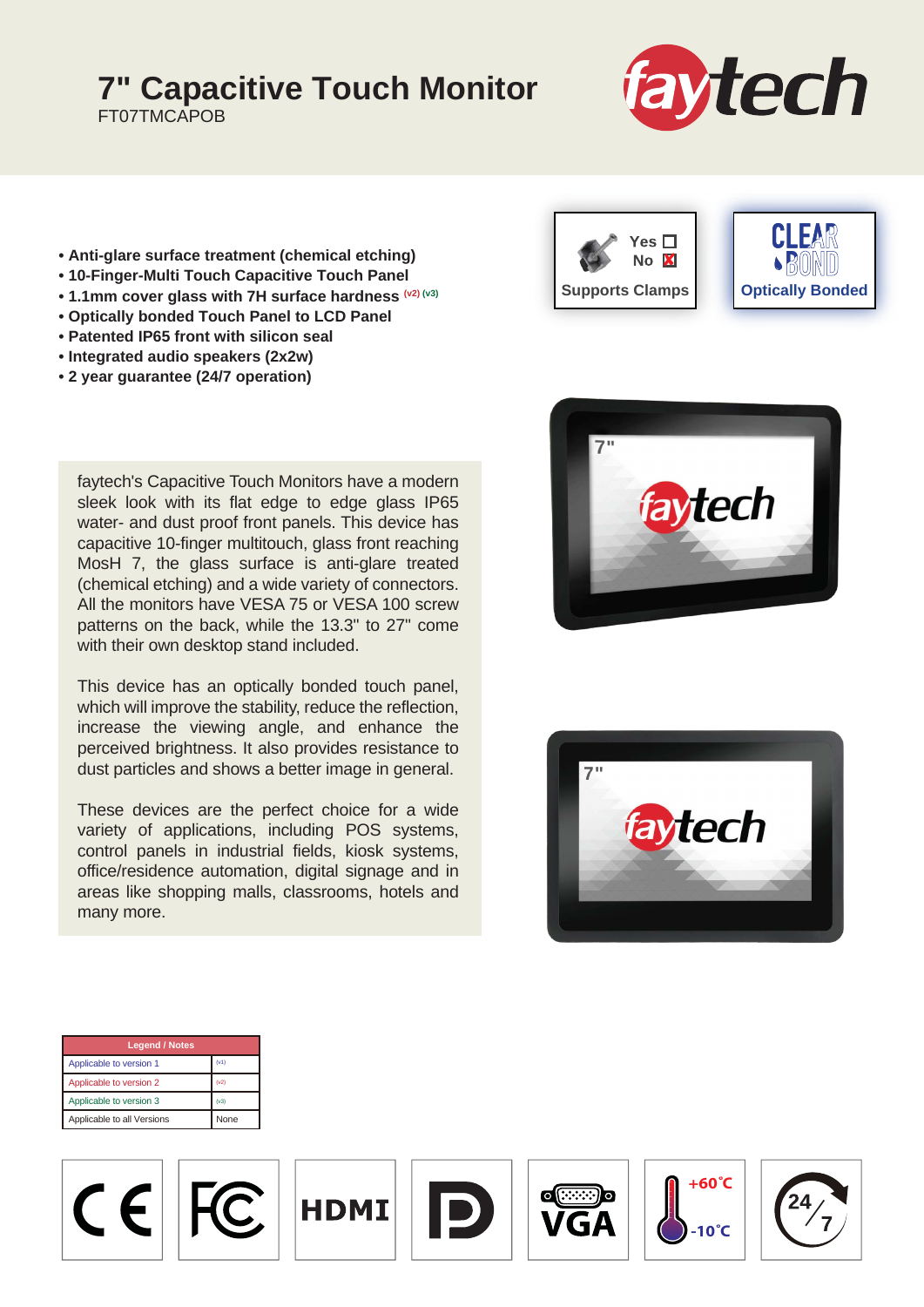# 7" Capacitive Touch Monitor

FT07TMCAPOB

- Anti-glare surface treatment (chemical etching)
- 10-Finger-Multi Touch Capacitive Touch Panel
- 1.1mm cover glass with 7H surface hardness (v2) (v3)
- Optically bonded Touch Panel to LCD Panel
- Patented IP65 front with silicon seal
- Integrated audio speakers (2x2w)
- 2 year guarantee (24/7 operation)

Supports Clamps: Yes ☐ No ☒

Optically Bonded

faytech's Capacitive Touch Monitors have a modern sleek look with its flat edge to edge glass IP65 water- and dust proof front panels. This device has capacitive 10-finger multitouch, glass front reaching MosH 7, the glass surface is anti-glare treated (chemical etching) and a wide variety of connectors. All the monitors have VESA 75 or VESA 100 screw patterns on the back, while the 13.3" to 27" come with their own desktop stand included.

This device has an optically bonded touch panel, which will improve the stability, reduce the reflection, increase the viewing angle, and enhance the perceived brightness. It also provides resistance to dust particles and shows a better image in general.

These devices are the perfect choice for a wide variety of applications, including POS systems, control panels in industrial fields, kiosk systems, office/residence automation, digital signage and in areas like shopping malls, classrooms, hotels and many more.

| Legend / Notes | |
|---|---|
| Applicable to version 1 | (v1) |
| Applicable to version 2 | (v2) |
| Applicable to version 3 | (v3) |
| Applicable to all Versions | None |

+60°C -10°C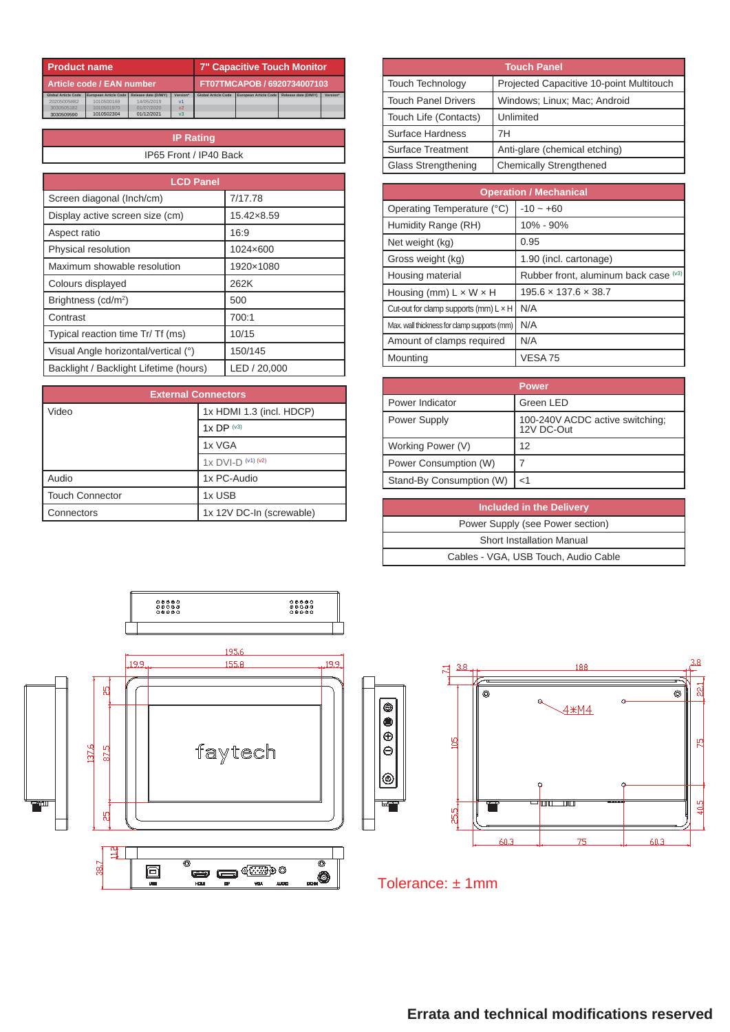| Product name | 7" Capacitive Touch Monitor |
|---|---|
| Article code / EAN number | FT07TMCAPOB / 6920734007103 |

| Global Article Code | European Article Code | Release date (D/M/Y) | Version* | Global Article Code | European Article Code | Release date (D/M/Y) | Version* |
|---|---|---|---|---|---|---|---|
| 20205005882 | 1010500169 | 14/05/2019 | v1 | | | | |
| 3030505182 | 1010501970 | 01/07/2020 | v2 | | | | |
| 3030509590 | 1010502304 | 01/12/2021 | v3 | | | | |

| IP Rating |
|---|
| IP65 Front / IP40 Back |

| LCD Panel | |
|---|---|
| Screen diagonal (Inch/cm) | 7/17.78 |
| Display active screen size (cm) | 15.42×8.59 |
| Aspect ratio | 16:9 |
| Physical resolution | 1024×600 |
| Maximum showable resolution | 1920×1080 |
| Colours displayed | 262K |
| Brightness (cd/m²) | 500 |
| Contrast | 700:1 |
| Typical reaction time Tr/ Tf (ms) | 10/15 |
| Visual Angle horizontal/vertical (°) | 150/145 |
| Backlight / Backlight Lifetime (hours) | LED / 20,000 |

| External Connectors | |
|---|---|
| Video | 1x HDMI 1.3 (incl. HDCP) |
| | 1x DP (v3) |
| | 1x VGA |
| | 1x DVI-D (v1) (v2) |
| Audio | 1x PC-Audio |
| Touch Connector | 1x USB |
| Connectors | 1x 12V DC-In (screwable) |

| Touch Panel | |
|---|---|
| Touch Technology | Projected Capacitive 10-point Multitouch |
| Touch Panel Drivers | Windows; Linux; Mac; Android |
| Touch Life (Contacts) | Unlimited |
| Surface Hardness | 7H |
| Surface Treatment | Anti-glare (chemical etching) |
| Glass Strengthening | Chemically Strengthened |

| Operation / Mechanical | |
|---|---|
| Operating Temperature (°C) | -10 ~ +60 |
| Humidity Range (RH) | 10% - 90% |
| Net weight (kg) | 0.95 |
| Gross weight (kg) | 1.90 (incl. cartonage) |
| Housing material | Rubber front, aluminum back case (v3) |
| Housing (mm) L × W × H | 195.6 × 137.6 × 38.7 |
| Cut-out for clamp supports (mm) L × H | N/A |
| Max. wall thickness for clamp supports (mm) | N/A |
| Amount of clamps required | N/A |
| Mounting | VESA 75 |

| Power | |
|---|---|
| Power Indicator | Green LED |
| Power Supply | 100-240V ACDC active switching; 12V DC-Out |
| Working Power (V) | 12 |
| Power Consumption (W) | 7 |
| Stand-By Consumption (W) | <1 |

| Included in the Delivery |
|---|
| Power Supply (see Power section) |
| Short Installation Manual |
| Cables - VGA, USB Touch, Audio Cable |

Tolerance: ± 1mm

**Errata and technical modifications reserved**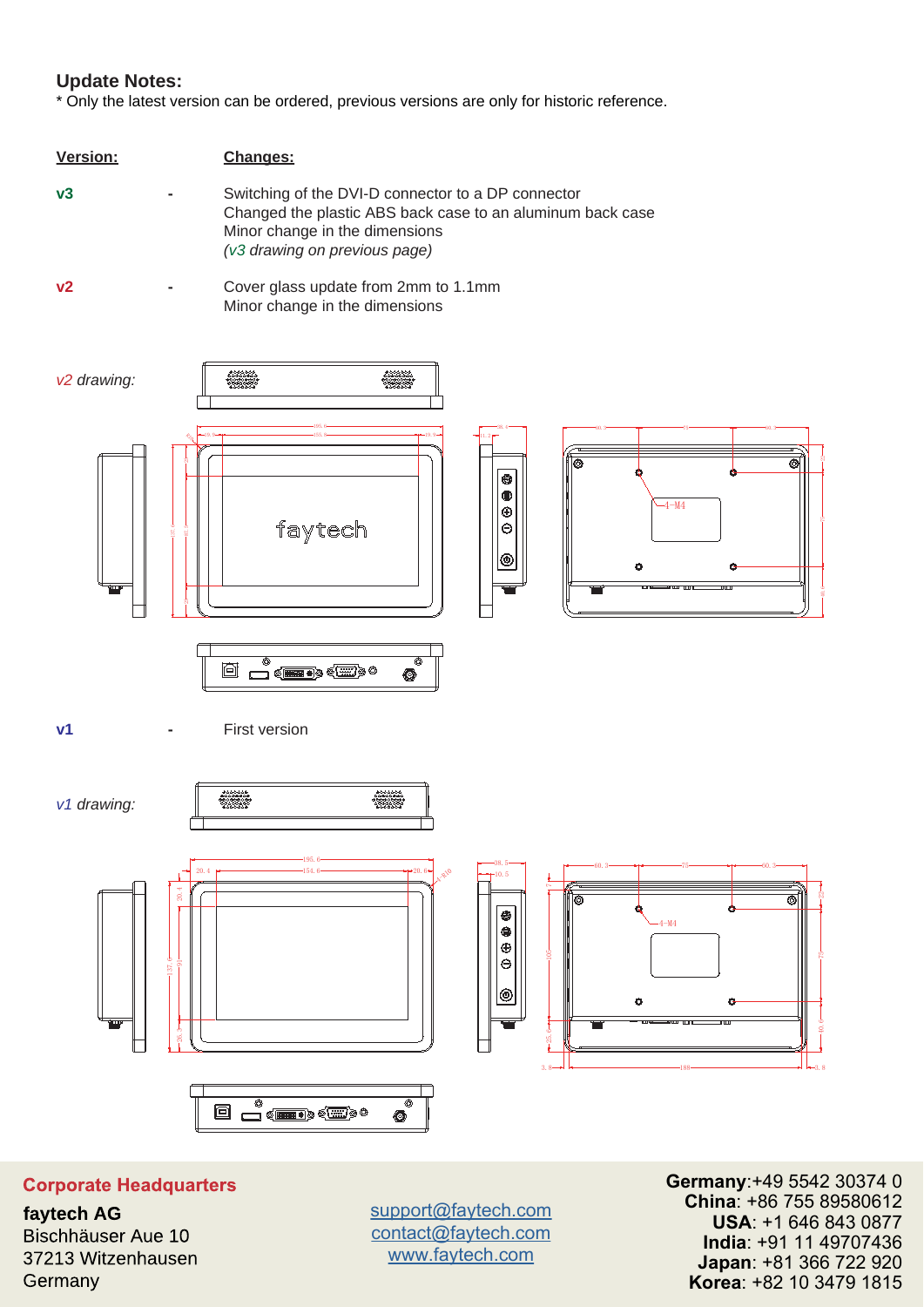## Update Notes:

* Only the latest version can be ordered, previous versions are only for historic reference.

| Version: | | Changes: |
|---|---|---|
| v3 | - | Switching of the DVI-D connector to a DP connector<br>Changed the plastic ABS back case to an aluminum back case<br>Minor change in the dimensions<br>*(v3 drawing on previous page)* |
| v2 | - | Cover glass update from 2mm to 1.1mm<br>Minor change in the dimensions |

*v2 drawing:*

faytech

4-M4

| v1 | - | First version |
|---|---|---|

*v1 drawing:*

195.6
154.6
20.4
20.4
R10
20.4
137.6
91
20.5
38.5
10.5
60.3
75
60.3
105
25.6
4-M4
22
75
40.6
3.8
188
3.8

**Corporate Headquarters**

**faytech AG**
Bischhäuser Aue 10
37213 Witzenhausen
Germany

support@faytech.com
contact@faytech.com
www.faytech.com

**Germany**:+49 5542 30374 0
**China**: +86 755 89580612
**USA**: +1 646 843 0877
**India**: +91 11 49707436
**Japan**: +81 366 722 920
**Korea**: +82 10 3479 1815